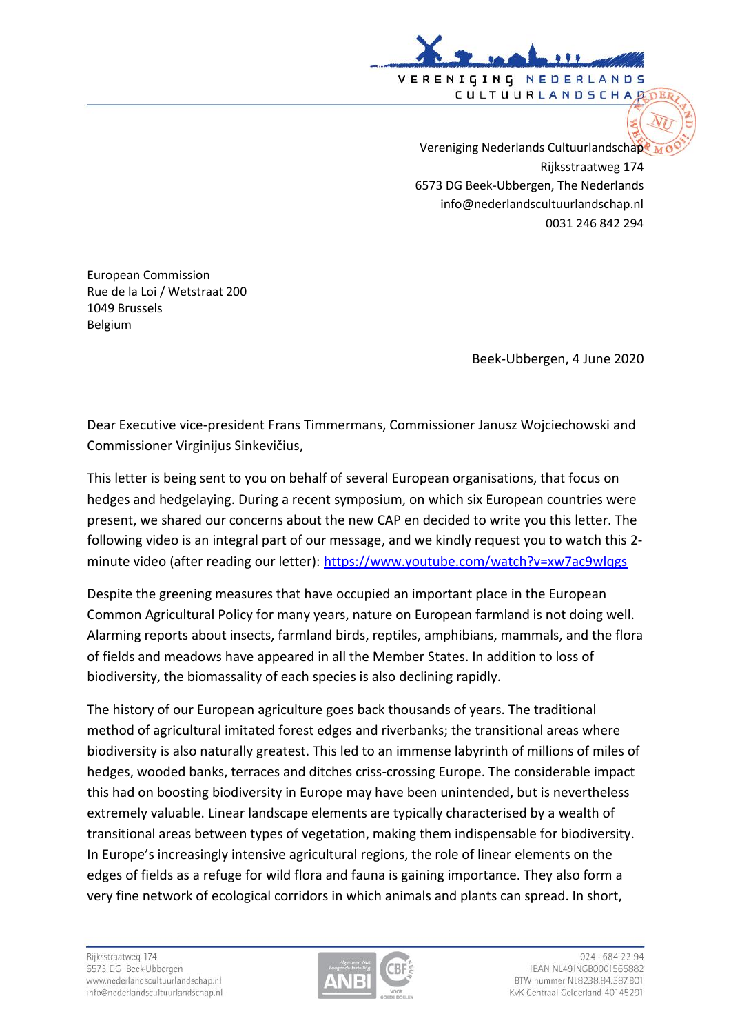Vereniging Nederlands Cultuurlandschap
Rijksstraatweg 174
6573 DG Beek-Ubbergen, The Nederlands
info@nederlandscultuurlandschap.nl
0031 246 842 294

European Commission
Rue de la Loi / Wetstraat 200
1049 Brussels
Belgium

Beek-Ubbergen, 4 June 2020

Dear Executive vice-president Frans Timmermans, Commissioner Janusz Wojciechowski and Commissioner Virginijus Sinkevičius,

This letter is being sent to you on behalf of several European organisations, that focus on hedges and hedgelaying. During a recent symposium, on which six European countries were present, we shared our concerns about the new CAP en decided to write you this letter. The following video is an integral part of our message, and we kindly request you to watch this 2-minute video (after reading our letter): https://www.youtube.com/watch?v=xw7ac9wlqgs

Despite the greening measures that have occupied an important place in the European Common Agricultural Policy for many years, nature on European farmland is not doing well. Alarming reports about insects, farmland birds, reptiles, amphibians, mammals, and the flora of fields and meadows have appeared in all the Member States. In addition to loss of biodiversity, the biomassality of each species is also declining rapidly.

The history of our European agriculture goes back thousands of years. The traditional method of agricultural imitated forest edges and riverbanks; the transitional areas where biodiversity is also naturally greatest. This led to an immense labyrinth of millions of miles of hedges, wooded banks, terraces and ditches criss-crossing Europe. The considerable impact this had on boosting biodiversity in Europe may have been unintended, but is nevertheless extremely valuable. Linear landscape elements are typically characterised by a wealth of transitional areas between types of vegetation, making them indispensable for biodiversity. In Europe's increasingly intensive agricultural regions, the role of linear elements on the edges of fields as a refuge for wild flora and fauna is gaining importance. They also form a very fine network of ecological corridors in which animals and plants can spread. In short,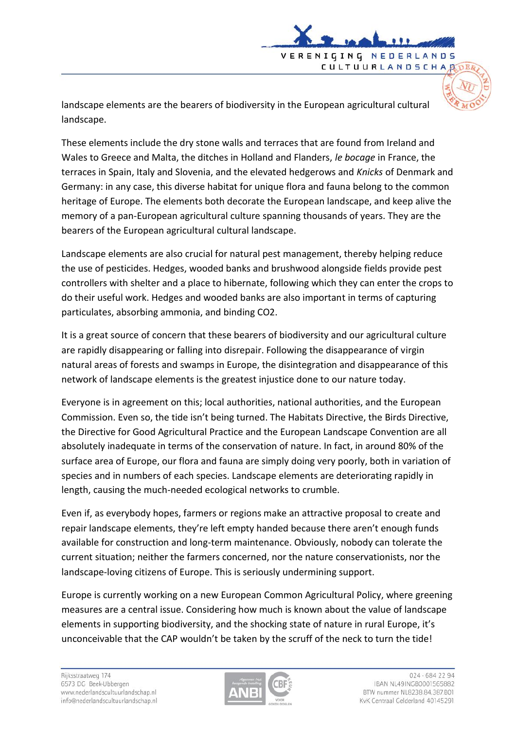landscape elements are the bearers of biodiversity in the European agricultural cultural landscape.

These elements include the dry stone walls and terraces that are found from Ireland and Wales to Greece and Malta, the ditches in Holland and Flanders, *le bocage* in France, the terraces in Spain, Italy and Slovenia, and the elevated hedgerows and *Knicks* of Denmark and Germany: in any case, this diverse habitat for unique flora and fauna belong to the common heritage of Europe. The elements both decorate the European landscape, and keep alive the memory of a pan-European agricultural culture spanning thousands of years. They are the bearers of the European agricultural cultural landscape.

Landscape elements are also crucial for natural pest management, thereby helping reduce the use of pesticides. Hedges, wooded banks and brushwood alongside fields provide pest controllers with shelter and a place to hibernate, following which they can enter the crops to do their useful work. Hedges and wooded banks are also important in terms of capturing particulates, absorbing ammonia, and binding $CO_2$.

It is a great source of concern that these bearers of biodiversity and our agricultural culture are rapidly disappearing or falling into disrepair. Following the disappearance of virgin natural areas of forests and swamps in Europe, the disintegration and disappearance of this network of landscape elements is the greatest injustice done to our nature today.

Everyone is in agreement on this; local authorities, national authorities, and the European Commission. Even so, the tide isn't being turned. The Habitats Directive, the Birds Directive, the Directive for Good Agricultural Practice and the European Landscape Convention are all absolutely inadequate in terms of the conservation of nature. In fact, in around 80% of the surface area of Europe, our flora and fauna are simply doing very poorly, both in variation of species and in numbers of each species. Landscape elements are deteriorating rapidly in length, causing the much-needed ecological networks to crumble.

Even if, as everybody hopes, farmers or regions make an attractive proposal to create and repair landscape elements, they're left empty handed because there aren't enough funds available for construction and long-term maintenance. Obviously, nobody can tolerate the current situation; neither the farmers concerned, nor the nature conservationists, nor the landscape-loving citizens of Europe. This is seriously undermining support.

Europe is currently working on a new European Common Agricultural Policy, where greening measures are a central issue. Considering how much is known about the value of landscape elements in supporting biodiversity, and the shocking state of nature in rural Europe, it's unconceivable that the CAP wouldn't be taken by the scruff of the neck to turn the tide!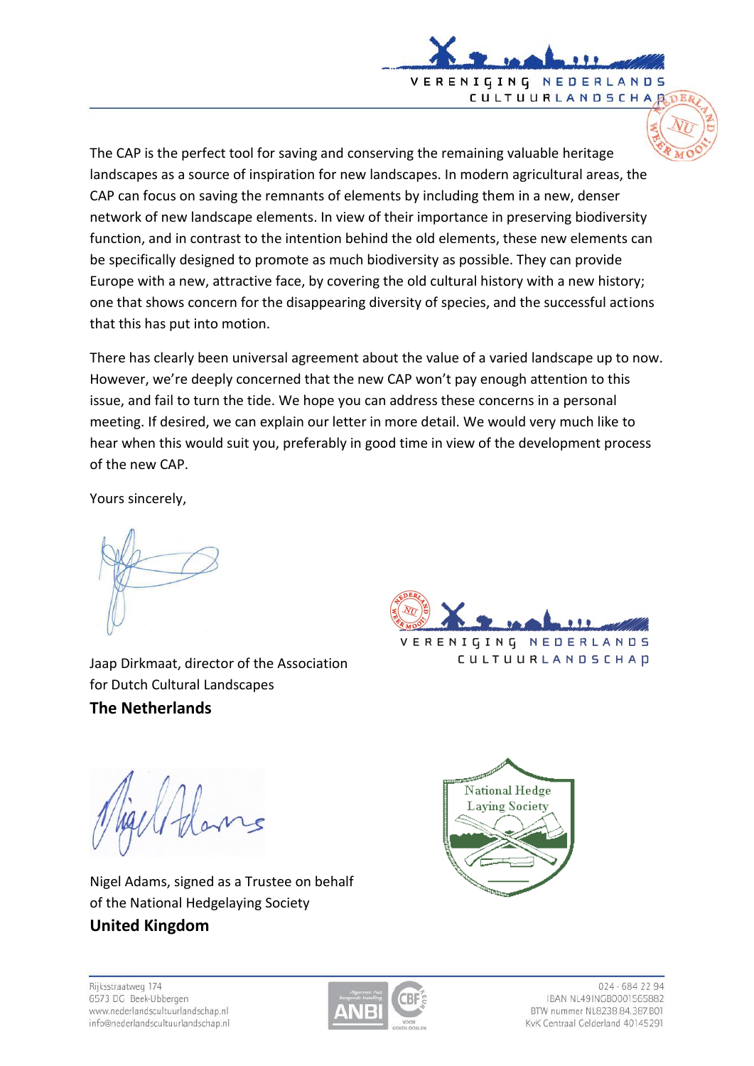The CAP is the perfect tool for saving and conserving the remaining valuable heritage landscapes as a source of inspiration for new landscapes. In modern agricultural areas, the CAP can focus on saving the remnants of elements by including them in a new, denser network of new landscape elements. In view of their importance in preserving biodiversity function, and in contrast to the intention behind the old elements, these new elements can be specifically designed to promote as much biodiversity as possible. They can provide Europe with a new, attractive face, by covering the old cultural history with a new history; one that shows concern for the disappearing diversity of species, and the successful actions that this has put into motion.

There has clearly been universal agreement about the value of a varied landscape up to now. However, we're deeply concerned that the new CAP won't pay enough attention to this issue, and fail to turn the tide. We hope you can address these concerns in a personal meeting. If desired, we can explain our letter in more detail. We would very much like to hear when this would suit you, preferably in good time in view of the development process of the new CAP.

Yours sincerely,

Jaap Dirkmaat, director of the Association for Dutch Cultural Landscapes

**The Netherlands**

Nigel Adams, signed as a Trustee on behalf of the National Hedgelaying Society

**United Kingdom**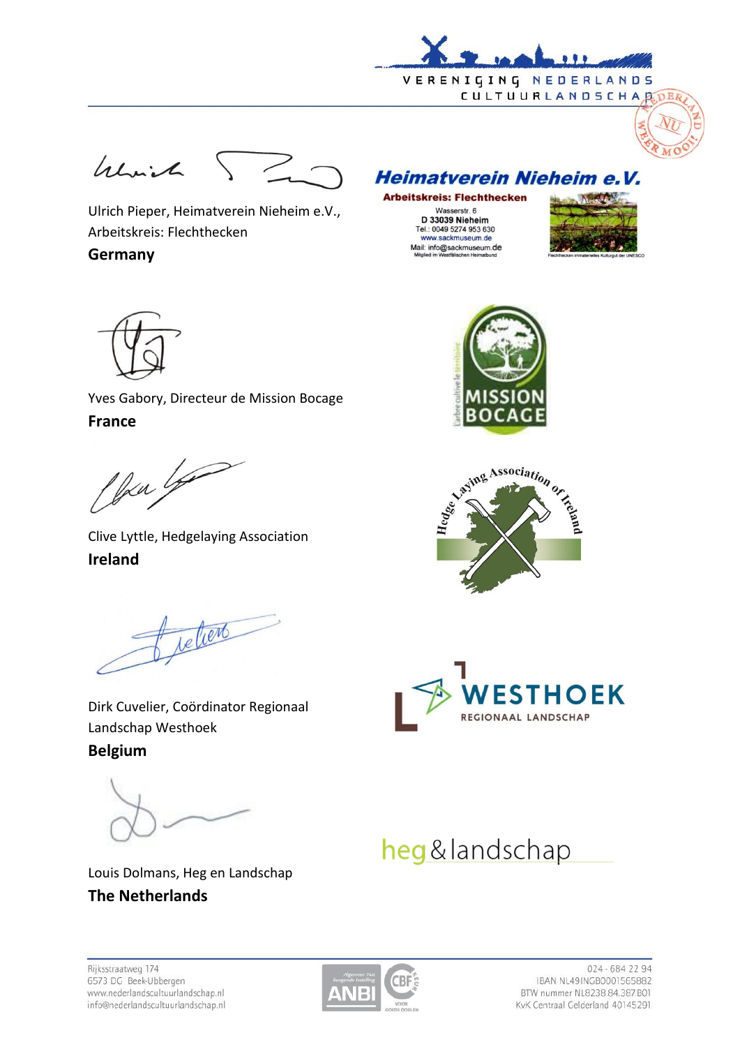Ulrich Pieper, Heimatverein Nieheim e.V., Arbeitskreis: Flechthecken

**Germany**

**Heimatverein Nieheim e.V.**
**Arbeitskreis: Flechthecken**
Wasserstr. 6
D 33039 Nieheim
Tel.: 0049 5274 953 630
www.sackmuseum.de
Mail: info@sackmuseum.de
Mitglied im Westfälischen Heimatbund

Flechthecken immaterielles Kulturgut der UNESCO

Yves Gabory, Directeur de Mission Bocage

**France**

Clive Lyttle, Hedgelaying Association

**Ireland**

Dirk Cuvelier, Coördinator Regionaal Landschap Westhoek

**Belgium**

Louis Dolmans, Heg en Landschap

**The Netherlands**